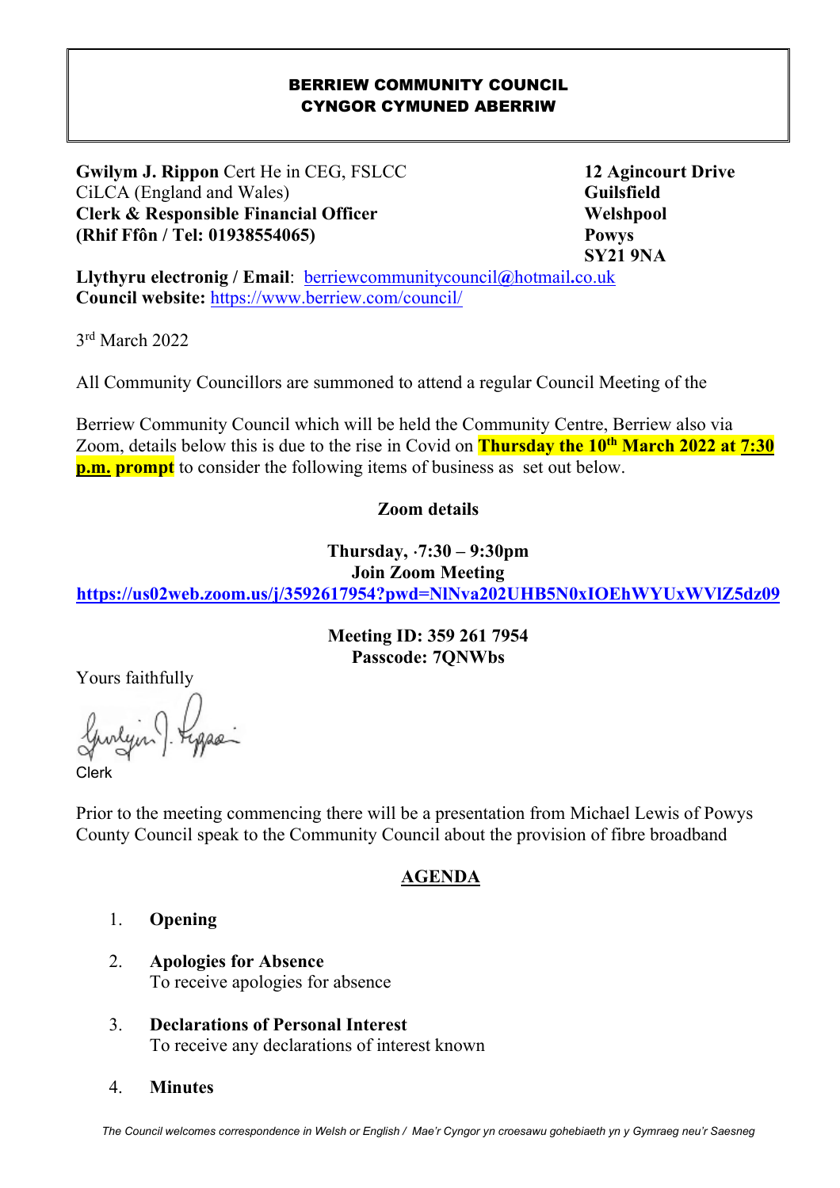**BERRIEW COMMUNITY COUNCIL**
**CYNGOR CYMUNED ABERRIW**

**Gwilym J. Rippon** Cert He in CEG, FSLCC
CiLCA (England and Wales)
**Clerk & Responsible Financial Officer**
**(Rhif Ffôn / Tel: 01938554065)**

**12 Agincourt Drive**
**Guilsfield**
**Welshpool**
**Powys**
**SY21 9NA**

**Llythyru electronig / Email**: berriewcommunitycouncil@hotmail.co.uk
**Council website:** https://www.berriew.com/council/

3rd March 2022

All Community Councillors are summoned to attend a regular Council Meeting of the

Berriew Community Council which will be held the Community Centre, Berriew also via Zoom, details below this is due to the rise in Covid on **Thursday the 10th March 2022 at 7:30 p.m. prompt** to consider the following items of business as set out below.

**Zoom details**

**Thursday, ·7:30 – 9:30pm**
**Join Zoom Meeting**
**https://us02web.zoom.us/j/3592617954?pwd=NlNva202UHB5N0xIOEhWYUxWVlZ5dz09**

**Meeting ID: 359 261 7954**
**Passcode: 7QNWbs**

Yours faithfully

Clerk

Prior to the meeting commencing there will be a presentation from Michael Lewis of Powys County Council speak to the Community Council about the provision of fibre broadband

## AGENDA

1. **Opening**

2. **Apologies for Absence**
   To receive apologies for absence

3. **Declarations of Personal Interest**
   To receive any declarations of interest known

4. **Minutes**

*The Council welcomes correspondence in Welsh or English / Mae'r Cyngor yn croesawu gohebiaeth yn y Gymraeg neu'r Saesneg*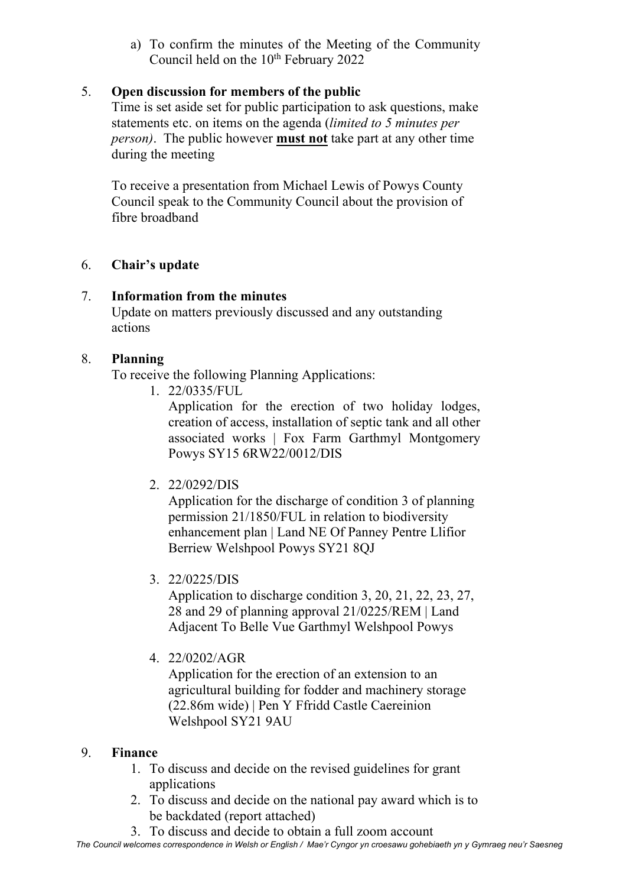a) To confirm the minutes of the Meeting of the Community Council held on the 10th February 2022

5. **Open discussion for members of the public**

   Time is set aside set for public participation to ask questions, make statements etc. on items on the agenda (*limited to 5 minutes per person)*. The public however **must not** take part at any other time during the meeting

   To receive a presentation from Michael Lewis of Powys County Council speak to the Community Council about the provision of fibre broadband

6. **Chair's update**

7. **Information from the minutes**

   Update on matters previously discussed and any outstanding actions

8. **Planning**

   To receive the following Planning Applications:

   1. 22/0335/FUL

      Application for the erection of two holiday lodges, creation of access, installation of septic tank and all other associated works | Fox Farm Garthmyl Montgomery Powys SY15 6RW22/0012/DIS

   2. 22/0292/DIS

      Application for the discharge of condition 3 of planning permission 21/1850/FUL in relation to biodiversity enhancement plan | Land NE Of Panney Pentre Llifior Berriew Welshpool Powys SY21 8QJ

   3. 22/0225/DIS

      Application to discharge condition 3, 20, 21, 22, 23, 27, 28 and 29 of planning approval 21/0225/REM | Land Adjacent To Belle Vue Garthmyl Welshpool Powys

   4. 22/0202/AGR

      Application for the erection of an extension to an agricultural building for fodder and machinery storage (22.86m wide) | Pen Y Ffridd Castle Caereinion Welshpool SY21 9AU

9. **Finance**

   1. To discuss and decide on the revised guidelines for grant applications
   2. To discuss and decide on the national pay award which is to be backdated (report attached)
   3. To discuss and decide to obtain a full zoom account

*The Council welcomes correspondence in Welsh or English / Mae'r Cyngor yn croesawu gohebiaeth yn y Gymraeg neu'r Saesneg*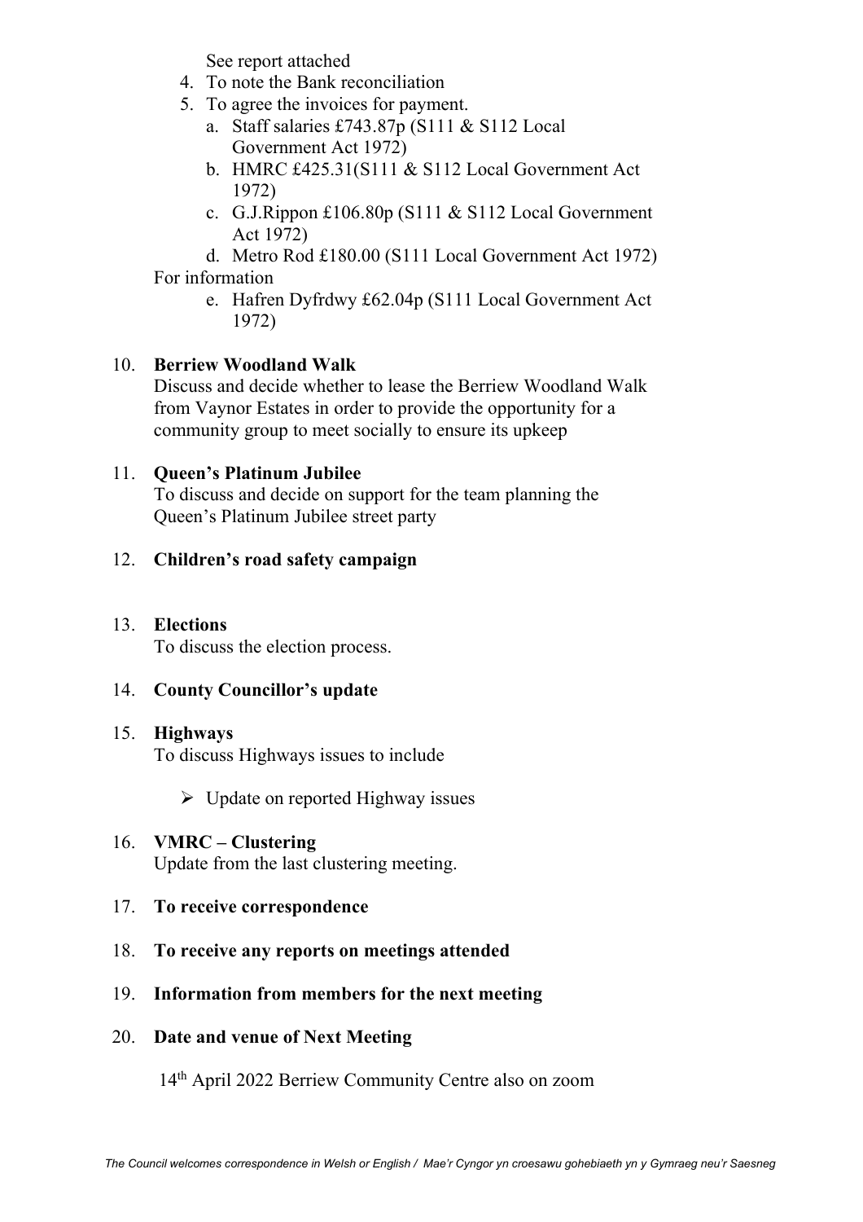See report attached

4. To note the Bank reconciliation
5. To agree the invoices for payment.
   a. Staff salaries £743.87p (S111 & S112 Local Government Act 1972)
   b. HMRC £425.31(S111 & S112 Local Government Act 1972)
   c. G.J.Rippon £106.80p (S111 & S112 Local Government Act 1972)
   d. Metro Rod £180.00 (S111 Local Government Act 1972)

For information

   e. Hafren Dyfrdwy £62.04p (S111 Local Government Act 1972)

10. **Berriew Woodland Walk**
    Discuss and decide whether to lease the Berriew Woodland Walk from Vaynor Estates in order to provide the opportunity for a community group to meet socially to ensure its upkeep

11. **Queen's Platinum Jubilee**
    To discuss and decide on support for the team planning the Queen's Platinum Jubilee street party

12. **Children's road safety campaign**

13. **Elections**
    To discuss the election process.

14. **County Councillor's update**

15. **Highways**
    To discuss Highways issues to include

    - Update on reported Highway issues

16. **VMRC – Clustering**
    Update from the last clustering meeting.

17. **To receive correspondence**

18. **To receive any reports on meetings attended**

19. **Information from members for the next meeting**

20. **Date and venue of Next Meeting**

    14th April 2022 Berriew Community Centre also on zoom

*The Council welcomes correspondence in Welsh or English / Mae'r Cyngor yn croesawu gohebiaeth yn y Gymraeg neu'r Saesneg*